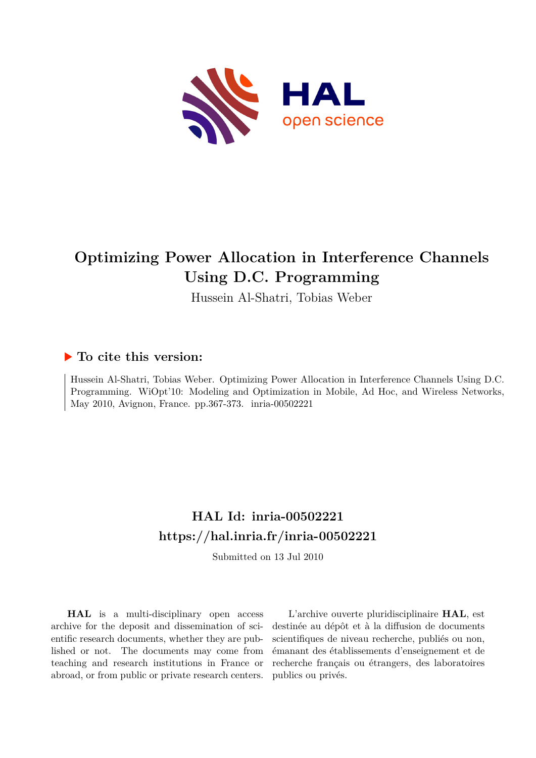# Optimizing Power Allocation in Interference Channels Using D.C. Programming

Hussein Al-Shatri, Tobias Weber

## ▶ To cite this version:

Hussein Al-Shatri, Tobias Weber. Optimizing Power Allocation in Interference Channels Using D.C. Programming. WiOpt'10: Modeling and Optimization in Mobile, Ad Hoc, and Wireless Networks, May 2010, Avignon, France. pp.367-373. inria-00502221

## HAL Id: inria-00502221

## https://hal.inria.fr/inria-00502221

Submitted on 13 Jul 2010

**HAL** is a multi-disciplinary open access archive for the deposit and dissemination of scientific research documents, whether they are published or not. The documents may come from teaching and research institutions in France or abroad, or from public or private research centers.

L'archive ouverte pluridisciplinaire **HAL**, est destinée au dépôt et à la diffusion de documents scientifiques de niveau recherche, publiés ou non, émanant des établissements d'enseignement et de recherche français ou étrangers, des laboratoires publics ou privés.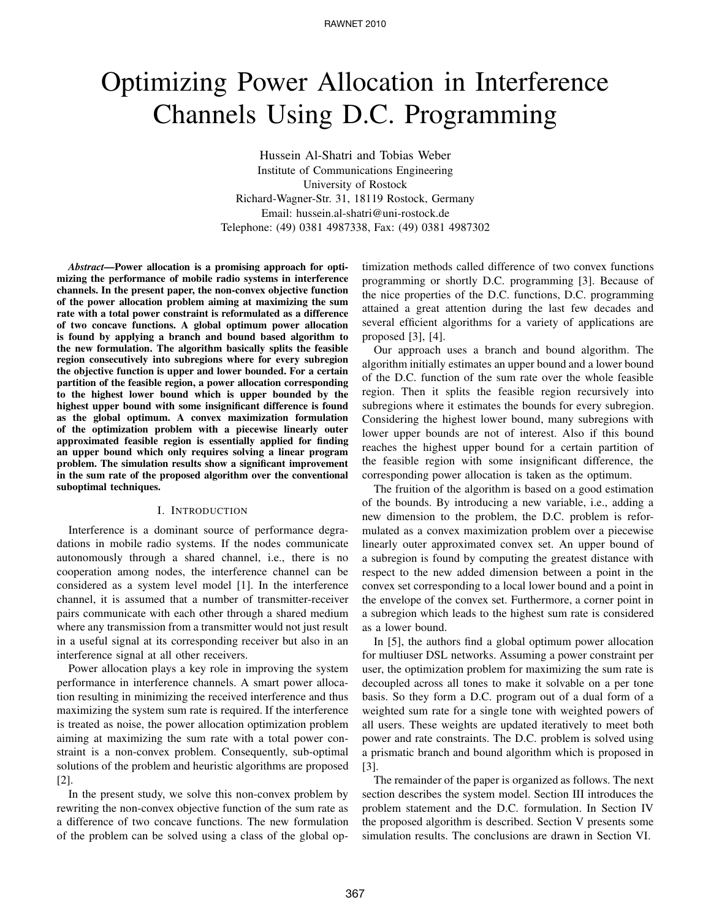# Optimizing Power Allocation in Interference Channels Using D.C. Programming

Hussein Al-Shatri and Tobias Weber
Institute of Communications Engineering
University of Rostock
Richard-Wagner-Str. 31, 18119 Rostock, Germany
Email: hussein.al-shatri@uni-rostock.de
Telephone: (49) 0381 4987338, Fax: (49) 0381 4987302

***Abstract*—Power allocation is a promising approach for optimizing the performance of mobile radio systems in interference channels. In the present paper, the non-convex objective function of the power allocation problem aiming at maximizing the sum rate with a total power constraint is reformulated as a difference of two concave functions. A global optimum power allocation is found by applying a branch and bound based algorithm to the new formulation. The algorithm basically splits the feasible region consecutively into subregions where for every subregion the objective function is upper and lower bounded. For a certain partition of the feasible region, a power allocation corresponding to the highest lower bound which is upper bounded by the highest upper bound with some insignificant difference is found as the global optimum. A convex maximization formulation of the optimization problem with a piecewise linearly outer approximated feasible region is essentially applied for finding an upper bound which only requires solving a linear program problem. The simulation results show a significant improvement in the sum rate of the proposed algorithm over the conventional suboptimal techniques.**

## I. Introduction

Interference is a dominant source of performance degradations in mobile radio systems. If the nodes communicate autonomously through a shared channel, i.e., there is no cooperation among nodes, the interference channel can be considered as a system level model [1]. In the interference channel, it is assumed that a number of transmitter-receiver pairs communicate with each other through a shared medium where any transmission from a transmitter would not just result in a useful signal at its corresponding receiver but also in an interference signal at all other receivers.

Power allocation plays a key role in improving the system performance in interference channels. A smart power allocation resulting in minimizing the received interference and thus maximizing the system sum rate is required. If the interference is treated as noise, the power allocation optimization problem aiming at maximizing the sum rate with a total power constraint is a non-convex problem. Consequently, sub-optimal solutions of the problem and heuristic algorithms are proposed [2].

In the present study, we solve this non-convex problem by rewriting the non-convex objective function of the sum rate as a difference of two concave functions. The new formulation of the problem can be solved using a class of the global optimization methods called difference of two convex functions programming or shortly D.C. programming [3]. Because of the nice properties of the D.C. functions, D.C. programming attained a great attention during the last few decades and several efficient algorithms for a variety of applications are proposed [3], [4].

Our approach uses a branch and bound algorithm. The algorithm initially estimates an upper bound and a lower bound of the D.C. function of the sum rate over the whole feasible region. Then it splits the feasible region recursively into subregions where it estimates the bounds for every subregion. Considering the highest lower bound, many subregions with lower upper bounds are not of interest. Also if this bound reaches the highest upper bound for a certain partition of the feasible region with some insignificant difference, the corresponding power allocation is taken as the optimum.

The fruition of the algorithm is based on a good estimation of the bounds. By introducing a new variable, i.e., adding a new dimension to the problem, the D.C. problem is reformulated as a convex maximization problem over a piecewise linearly outer approximated convex set. An upper bound of a subregion is found by computing the greatest distance with respect to the new added dimension between a point in the convex set corresponding to a local lower bound and a point in the envelope of the convex set. Furthermore, a corner point in a subregion which leads to the highest sum rate is considered as a lower bound.

In [5], the authors find a global optimum power allocation for multiuser DSL networks. Assuming a power constraint per user, the optimization problem for maximizing the sum rate is decoupled across all tones to make it solvable on a per tone basis. So they form a D.C. program out of a dual form of a weighted sum rate for a single tone with weighted powers of all users. These weights are updated iteratively to meet both power and rate constraints. The D.C. problem is solved using a prismatic branch and bound algorithm which is proposed in [3].

The remainder of the paper is organized as follows. The next section describes the system model. Section III introduces the problem statement and the D.C. formulation. In Section IV the proposed algorithm is described. Section V presents some simulation results. The conclusions are drawn in Section VI.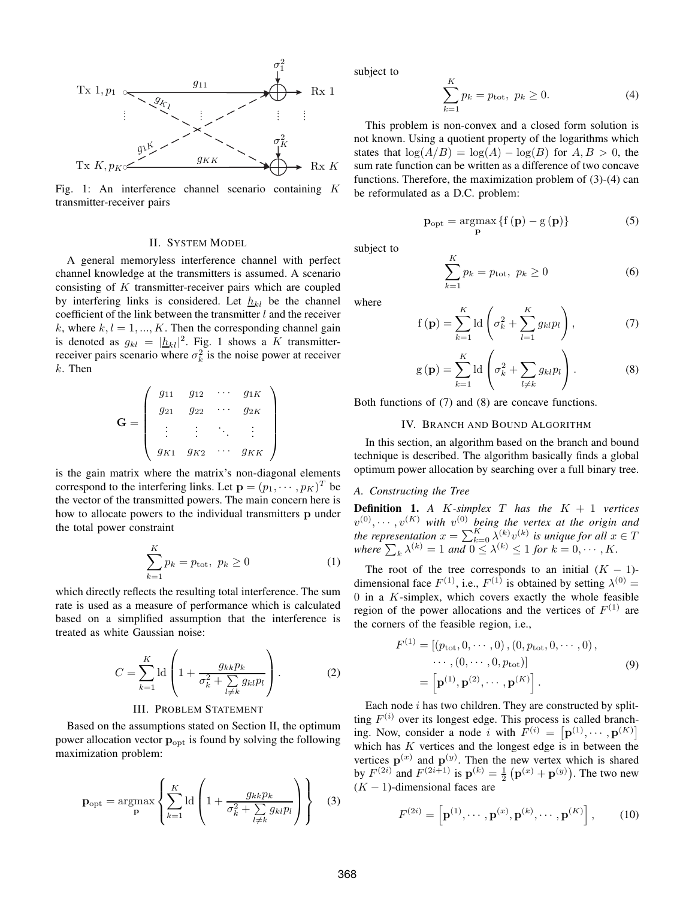Fig. 1: An interference channel scenario containing $K$ transmitter-receiver pairs

## II. System Model

A general memoryless interference channel with perfect channel knowledge at the transmitters is assumed. A scenario consisting of $K$ transmitter-receiver pairs which are coupled by interfering links is considered. Let $\underline{h}_{kl}$ be the channel coefficient of the link between the transmitter $l$ and the receiver $k$, where $k, l = 1, ..., K$. Then the corresponding channel gain is denoted as $g_{kl} = |\underline{h}_{kl}|^2$. Fig. 1 shows a $K$ transmitter-receiver pairs scenario where $\sigma_k^2$ is the noise power at receiver $k$. Then

$$\mathbf{G} = \begin{pmatrix} g_{11} & g_{12} & \cdots & g_{1K} \\ g_{21} & g_{22} & \cdots & g_{2K} \\ \vdots & \vdots & \ddots & \vdots \\ g_{K1} & g_{K2} & \cdots & g_{KK} \end{pmatrix}$$

is the gain matrix where the matrix's non-diagonal elements correspond to the interfering links. Let $\mathbf{p} = (p_1, \cdots, p_K)^T$ be the vector of the transmitted powers. The main concern here is how to allocate powers to the individual transmitters $\mathbf{p}$ under the total power constraint

$$\sum_{k=1}^{K} p_k = p_{\text{tot}},\ p_k \geq 0 \tag{1}$$

which directly reflects the resulting total interference. The sum rate is used as a measure of performance which is calculated based on a simplified assumption that the interference is treated as white Gaussian noise:

$$C = \sum_{k=1}^{K} \text{ld}\left(1 + \frac{g_{kk} p_k}{\sigma_k^2 + \sum\limits_{l \neq k} g_{kl} p_l}\right). \tag{2}$$

## III. Problem Statement

Based on the assumptions stated on Section II, the optimum power allocation vector $\mathbf{p}_{\text{opt}}$ is found by solving the following maximization problem:

$$\mathbf{p}_{\text{opt}} = \underset{\mathbf{p}}{\text{argmax}} \left\{ \sum_{k=1}^{K} \text{ld}\left(1 + \frac{g_{kk} p_k}{\sigma_k^2 + \sum\limits_{l \neq k} g_{kl} p_l}\right) \right\} \tag{3}$$

subject to

$$\sum_{k=1}^{K} p_k = p_{\text{tot}},\ p_k \geq 0. \tag{4}$$

This problem is non-convex and a closed form solution is not known. Using a quotient property of the logarithms which states that $\log(A/B) = \log(A) - \log(B)$ for $A, B > 0$, the sum rate function can be written as a difference of two concave functions. Therefore, the maximization problem of (3)-(4) can be reformulated as a D.C. problem:

$$\mathbf{p}_{\text{opt}} = \underset{\mathbf{p}}{\text{argmax}} \{ \text{f}(\mathbf{p}) - \text{g}(\mathbf{p}) \} \tag{5}$$

subject to

$$\sum_{k=1}^{K} p_k = p_{\text{tot}},\ p_k \geq 0 \tag{6}$$

where

$$\text{f}(\mathbf{p}) = \sum_{k=1}^{K} \text{ld}\left(\sigma_k^2 + \sum_{l=1}^{K} g_{kl} p_l\right), \tag{7}$$

$$\text{g}(\mathbf{p}) = \sum_{k=1}^{K} \text{ld}\left(\sigma_k^2 + \sum_{l \neq k} g_{kl} p_l\right). \tag{8}$$

Both functions of (7) and (8) are concave functions.

## IV. Branch and Bound Algorithm

In this section, an algorithm based on the branch and bound technique is described. The algorithm basically finds a global optimum power allocation by searching over a full binary tree.

### A. Constructing the Tree

**Definition 1.** *A $K$-simplex $T$ has the $K+1$ vertices $v^{(0)}, \cdots, v^{(K)}$ with $v^{(0)}$ being the vertex at the origin and the representation $x = \sum_{k=0}^{K} \lambda^{(k)} v^{(k)}$ is unique for all $x \in T$ where $\sum_k \lambda^{(k)} = 1$ and $0 \leq \lambda^{(k)} \leq 1$ for $k = 0, \cdots, K$.*

The root of the tree corresponds to an initial $(K-1)$-dimensional face $F^{(1)}$, i.e., $F^{(1)}$ is obtained by setting $\lambda^{(0)} = 0$ in a $K$-simplex, which covers exactly the whole feasible region of the power allocations and the vertices of $F^{(1)}$ are the corners of the feasible region, i.e.,

$$\begin{aligned} F^{(1)} &= \left[ (p_{\text{tot}}, 0, \cdots, 0), (0, p_{\text{tot}}, 0, \cdots, 0), \right. \\ &\quad \left. \cdots, (0, \cdots, 0, p_{\text{tot}}) \right] \\ &= \left[ \mathbf{p}^{(1)}, \mathbf{p}^{(2)}, \cdots, \mathbf{p}^{(K)} \right]. \end{aligned} \tag{9}$$

Each node $i$ has two children. They are constructed by splitting $F^{(i)}$ over its longest edge. This process is called branching. Now, consider a node $i$ with $F^{(i)} = \left[ \mathbf{p}^{(1)}, \cdots, \mathbf{p}^{(K)} \right]$ which has $K$ vertices and the longest edge is in between the vertices $\mathbf{p}^{(x)}$ and $\mathbf{p}^{(y)}$. Then the new vertex which is shared by $F^{(2i)}$ and $F^{(2i+1)}$ is $\mathbf{p}^{(k)} = \frac{1}{2} \left( \mathbf{p}^{(x)} + \mathbf{p}^{(y)} \right)$. The two new $(K-1)$-dimensional faces are

$$F^{(2i)} = \left[ \mathbf{p}^{(1)}, \cdots, \mathbf{p}^{(x)}, \mathbf{p}^{(k)}, \cdots, \mathbf{p}^{(K)} \right], \tag{10}$$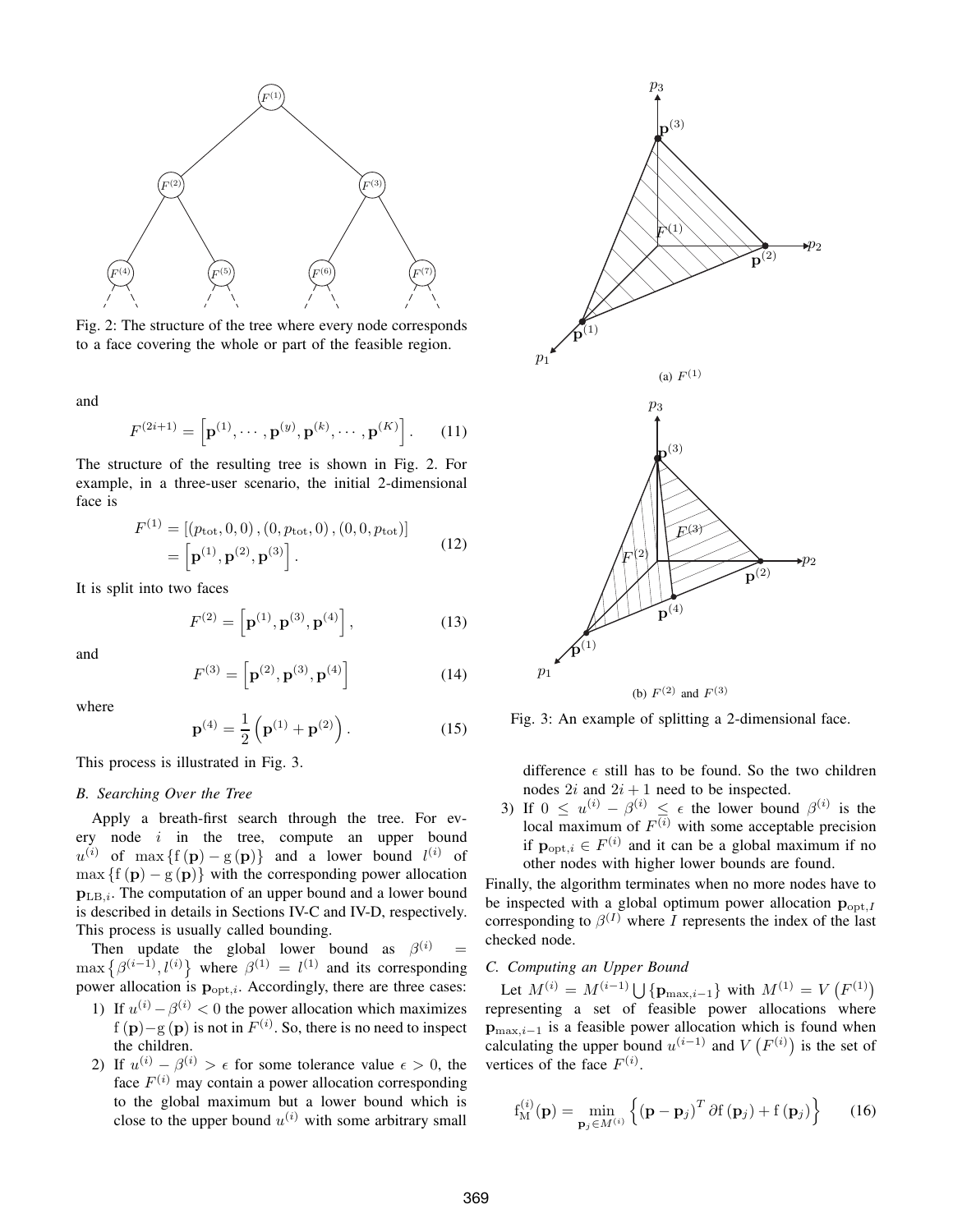Fig. 2: The structure of the tree where every node corresponds to a face covering the whole or part of the feasible region.

and

$$F^{(2i+1)} = \left[\mathbf{p}^{(1)}, \cdots, \mathbf{p}^{(y)}, \mathbf{p}^{(k)}, \cdots, \mathbf{p}^{(K)}\right]. \quad (11)$$

The structure of the resulting tree is shown in Fig. 2. For example, in a three-user scenario, the initial 2-dimensional face is

$$\begin{aligned} F^{(1)} &= \left[(p_{\text{tot}}, 0, 0), (0, p_{\text{tot}}, 0), (0, 0, p_{\text{tot}})\right] \\ &= \left[\mathbf{p}^{(1)}, \mathbf{p}^{(2)}, \mathbf{p}^{(3)}\right]. \end{aligned} \quad (12)$$

It is split into two faces

$$F^{(2)} = \left[\mathbf{p}^{(1)}, \mathbf{p}^{(3)}, \mathbf{p}^{(4)}\right], \quad (13)$$

and

$$F^{(3)} = \left[\mathbf{p}^{(2)}, \mathbf{p}^{(3)}, \mathbf{p}^{(4)}\right] \quad (14)$$

where

$$\mathbf{p}^{(4)} = \frac{1}{2}\left(\mathbf{p}^{(1)} + \mathbf{p}^{(2)}\right). \quad (15)$$

This process is illustrated in Fig. 3.

(a) $F^{(1)}$

(b) $F^{(2)}$ and $F^{(3)}$

Fig. 3: An example of splitting a 2-dimensional face.

### B. Searching Over the Tree

Apply a breath-first search through the tree. For every node $i$ in the tree, compute an upper bound $u^{(i)}$ of $\max\{\mathrm{f}(\mathbf{p}) - \mathrm{g}(\mathbf{p})\}$ and a lower bound $l^{(i)}$ of $\max\{\mathrm{f}(\mathbf{p}) - \mathrm{g}(\mathbf{p})\}$ with the corresponding power allocation $\mathbf{p}_{\mathrm{LB},i}$. The computation of an upper bound and a lower bound is described in details in Sections IV-C and IV-D, respectively. This process is usually called bounding.

Then update the global lower bound as $\beta^{(i)} = \max\left\{\beta^{(i-1)}, l^{(i)}\right\}$ where $\beta^{(1)} = l^{(1)}$ and its corresponding power allocation is $\mathbf{p}_{\mathrm{opt},i}$. Accordingly, there are three cases:

1) If $u^{(i)} - \beta^{(i)} < 0$ the power allocation which maximizes $\mathrm{f}(\mathbf{p}) - \mathrm{g}(\mathbf{p})$ is not in $F^{(i)}$. So, there is no need to inspect the children.
2) If $u^{(i)} - \beta^{(i)} > \epsilon$ for some tolerance value $\epsilon > 0$, the face $F^{(i)}$ may contain a power allocation corresponding to the global maximum but a lower bound which is close to the upper bound $u^{(i)}$ with some arbitrary small difference $\epsilon$ still has to be found. So the two children nodes $2i$ and $2i+1$ need to be inspected.
3) If $0 \leq u^{(i)} - \beta^{(i)} \leq \epsilon$ the lower bound $\beta^{(i)}$ is the local maximum of $F^{(i)}$ with some acceptable precision if $\mathbf{p}_{\mathrm{opt},i} \in F^{(i)}$ and it can be a global maximum if no other nodes with higher lower bounds are found.

Finally, the algorithm terminates when no more nodes have to be inspected with a global optimum power allocation $\mathbf{p}_{\mathrm{opt},I}$ corresponding to $\beta^{(I)}$ where $I$ represents the index of the last checked node.

### C. Computing an Upper Bound

Let $M^{(i)} = M^{(i-1)} \bigcup \{\mathbf{p}_{\max,i-1}\}$ with $M^{(1)} = V\left(F^{(1)}\right)$ representing a set of feasible power allocations where $\mathbf{p}_{\max,i-1}$ is a feasible power allocation which is found when calculating the upper bound $u^{(i-1)}$ and $V\left(F^{(i)}\right)$ is the set of vertices of the face $F^{(i)}$.

$$\mathrm{f}_{\mathrm{M}}^{(i)}(\mathbf{p}) = \min_{\mathbf{p}_j \in M^{(i)}} \left\{(\mathbf{p} - \mathbf{p}_j)^T \partial\mathrm{f}(\mathbf{p}_j) + \mathrm{f}(\mathbf{p}_j)\right\} \quad (16)$$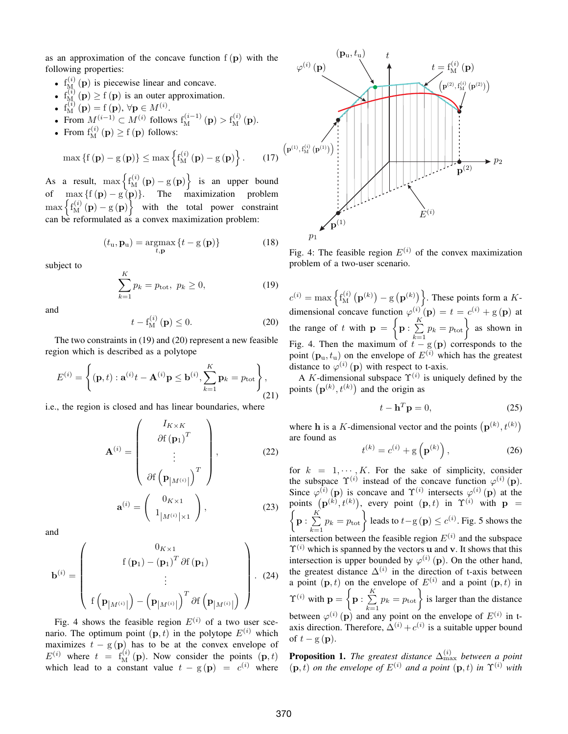as an approximation of the concave function $\mathrm{f}(\mathbf{p})$ with the following properties:

- $\mathrm{f}_{\mathrm{M}}^{(i)}(\mathbf{p})$ is piecewise linear and concave.
- $\mathrm{f}_{\mathrm{M}}^{(i)}(\mathbf{p}) \geq \mathrm{f}(\mathbf{p})$ is an outer approximation.
- $\mathrm{f}_{\mathrm{M}}^{(i)}(\mathbf{p}) = \mathrm{f}(\mathbf{p}), \forall \mathbf{p} \in M^{(i)}$.
- From $M^{(i-1)} \subset M^{(i)}$ follows $\mathrm{f}_{\mathrm{M}}^{(i-1)}(\mathbf{p}) > \mathrm{f}_{\mathrm{M}}^{(i)}(\mathbf{p})$.
- From $\mathrm{f}_{\mathrm{M}}^{(i)}(\mathbf{p}) \geq \mathrm{f}(\mathbf{p})$ follows:

$$\max\{\mathrm{f}(\mathbf{p}) - \mathrm{g}(\mathbf{p})\} \leq \max\left\{\mathrm{f}_{\mathrm{M}}^{(i)}(\mathbf{p}) - \mathrm{g}(\mathbf{p})\right\}. \tag{17}$$

As a result, $\max\left\{\mathrm{f}_{\mathrm{M}}^{(i)}(\mathbf{p}) - \mathrm{g}(\mathbf{p})\right\}$ is an upper bound of $\max\{\mathrm{f}(\mathbf{p}) - \mathrm{g}(\mathbf{p})\}$. The maximization problem $\max\left\{\mathrm{f}_{\mathrm{M}}^{(i)}(\mathbf{p}) - \mathrm{g}(\mathbf{p})\right\}$ with the total power constraint can be reformulated as a convex maximization problem:

$$(t_{\mathrm{u}}, \mathbf{p}_{\mathrm{u}}) = \underset{t,\mathbf{p}}{\operatorname{argmax}}\{t - \mathrm{g}(\mathbf{p})\} \tag{18}$$

subject to

$$\sum_{k=1}^{K} p_k = p_{\mathrm{tot}}, \; p_k \geq 0, \tag{19}$$

and

$$t - \mathrm{f}_{\mathrm{M}}^{(i)}(\mathbf{p}) \leq 0. \tag{20}$$

The two constraints in (19) and (20) represent a new feasible region which is described as a polytope

$$E^{(i)} = \left\{(\mathbf{p}, t) : \mathbf{a}^{(i)} t - \mathbf{A}^{(i)} \mathbf{p} \leq \mathbf{b}^{(i)}, \sum_{k=1}^{K} \mathbf{p}_k = p_{\mathrm{tot}}\right\}, \tag{21}$$

i.e., the region is closed and has linear boundaries, where

$$\mathbf{A}^{(i)} = \begin{pmatrix} I_{K\times K} \\ \partial \mathrm{f}(\mathbf{p}_1)^T \\ \vdots \\ \partial \mathrm{f}\left(\mathbf{p}_{|M^{(i)}|}\right)^T \end{pmatrix}, \tag{22}$$

$$\mathbf{a}^{(i)} = \begin{pmatrix} 0_{K\times 1} \\ 1_{|M^{(i)}|\times 1} \end{pmatrix}, \tag{23}$$

and

$$\mathbf{b}^{(i)} = \begin{pmatrix} 0_{K\times 1} \\ \mathrm{f}(\mathbf{p}_1) - (\mathbf{p}_1)^T \partial \mathrm{f}(\mathbf{p}_1) \\ \vdots \\ \mathrm{f}\left(\mathbf{p}_{|M^{(i)}|}\right) - \left(\mathbf{p}_{|M^{(i)}|}\right)^T \partial \mathrm{f}\left(\mathbf{p}_{|M^{(i)}|}\right) \end{pmatrix}. \tag{24}$$

Fig. 4 shows the feasible region $E^{(i)}$ of a two user scenario. The optimum point $(\mathbf{p}, t)$ in the polytope $E^{(i)}$ which maximizes $t - \mathrm{g}(\mathbf{p})$ has to be at the convex envelope of $E^{(i)}$ where $t = \mathrm{f}_{\mathrm{M}}^{(i)}(\mathbf{p})$. Now consider the points $(\mathbf{p}, t)$ which lead to a constant value $t - \mathrm{g}(\mathbf{p}) = c^{(i)}$ where

Fig. 4: The feasible region $E^{(i)}$ of the convex maximization problem of a two-user scenario.

$c^{(i)} = \max\left\{\mathrm{f}_{\mathrm{M}}^{(i)}\left(\mathbf{p}^{(k)}\right) - \mathrm{g}\left(\mathbf{p}^{(k)}\right)\right\}$. These points form a $K$-dimensional concave function $\varphi^{(i)}(\mathbf{p}) = t = c^{(i)} + \mathrm{g}(\mathbf{p})$ at the range of $t$ with $\mathbf{p} = \left\{\mathbf{p} : \sum_{k=1}^{K} p_k = p_{\mathrm{tot}}\right\}$ as shown in Fig. 4. Then the maximum of $t - \mathrm{g}(\mathbf{p})$ corresponds to the point $(\mathbf{p}_{\mathrm{u}}, t_{\mathrm{u}})$ on the envelope of $E^{(i)}$ which has the greatest distance to $\varphi^{(i)}(\mathbf{p})$ with respect to t-axis.

A $K$-dimensional subspace $\Upsilon^{(i)}$ is uniquely defined by the points $\left(\mathbf{p}^{(k)}, t^{(k)}\right)$ and the origin as

$$t - \mathbf{h}^T \mathbf{p} = 0, \tag{25}$$

where $\mathbf{h}$ is a $K$-dimensional vector and the points $\left(\mathbf{p}^{(k)}, t^{(k)}\right)$ are found as

$$t^{(k)} = c^{(i)} + \mathrm{g}\left(\mathbf{p}^{(k)}\right), \tag{26}$$

for $k = 1, \cdots, K$. For the sake of simplicity, consider the subspace $\Upsilon^{(i)}$ instead of the concave function $\varphi^{(i)}(\mathbf{p})$. Since $\varphi^{(i)}(\mathbf{p})$ is concave and $\Upsilon^{(i)}$ intersects $\varphi^{(i)}(\mathbf{p})$ at the points $\left(\mathbf{p}^{(k)}, t^{(k)}\right)$, every point $(\mathbf{p}, t)$ in $\Upsilon^{(i)}$ with $\mathbf{p} = \left\{\mathbf{p} : \sum_{k=1}^{K} p_k = p_{\mathrm{tot}}\right\}$ leads to $t - \mathrm{g}(\mathbf{p}) \leq c^{(i)}$. Fig. 5 shows the intersection between the feasible region $E^{(i)}$ and the subspace $\Upsilon^{(i)}$ which is spanned by the vectors $\mathbf{u}$ and $\mathbf{v}$. It shows that this intersection is upper bounded by $\varphi^{(i)}(\mathbf{p})$. On the other hand, the greatest distance $\Delta^{(i)}$ in the direction of t-axis between a point $(\mathbf{p}, t)$ on the envelope of $E^{(i)}$ and a point $(\mathbf{p}, t)$ in $\Upsilon^{(i)}$ with $\mathbf{p} = \left\{\mathbf{p} : \sum_{k=1}^{K} p_k = p_{\mathrm{tot}}\right\}$ is larger than the distance between $\varphi^{(i)}(\mathbf{p})$ and any point on the envelope of $E^{(i)}$ in t-axis direction. Therefore, $\Delta^{(i)} + c^{(i)}$ is a suitable upper bound of $t - \mathrm{g}(\mathbf{p})$.

**Proposition 1.** *The greatest distance $\Delta_{\max}^{(i)}$ between a point $(\mathbf{p}, t)$ on the envelope of $E^{(i)}$ and a point $(\mathbf{p}, t)$ in $\Upsilon^{(i)}$ with*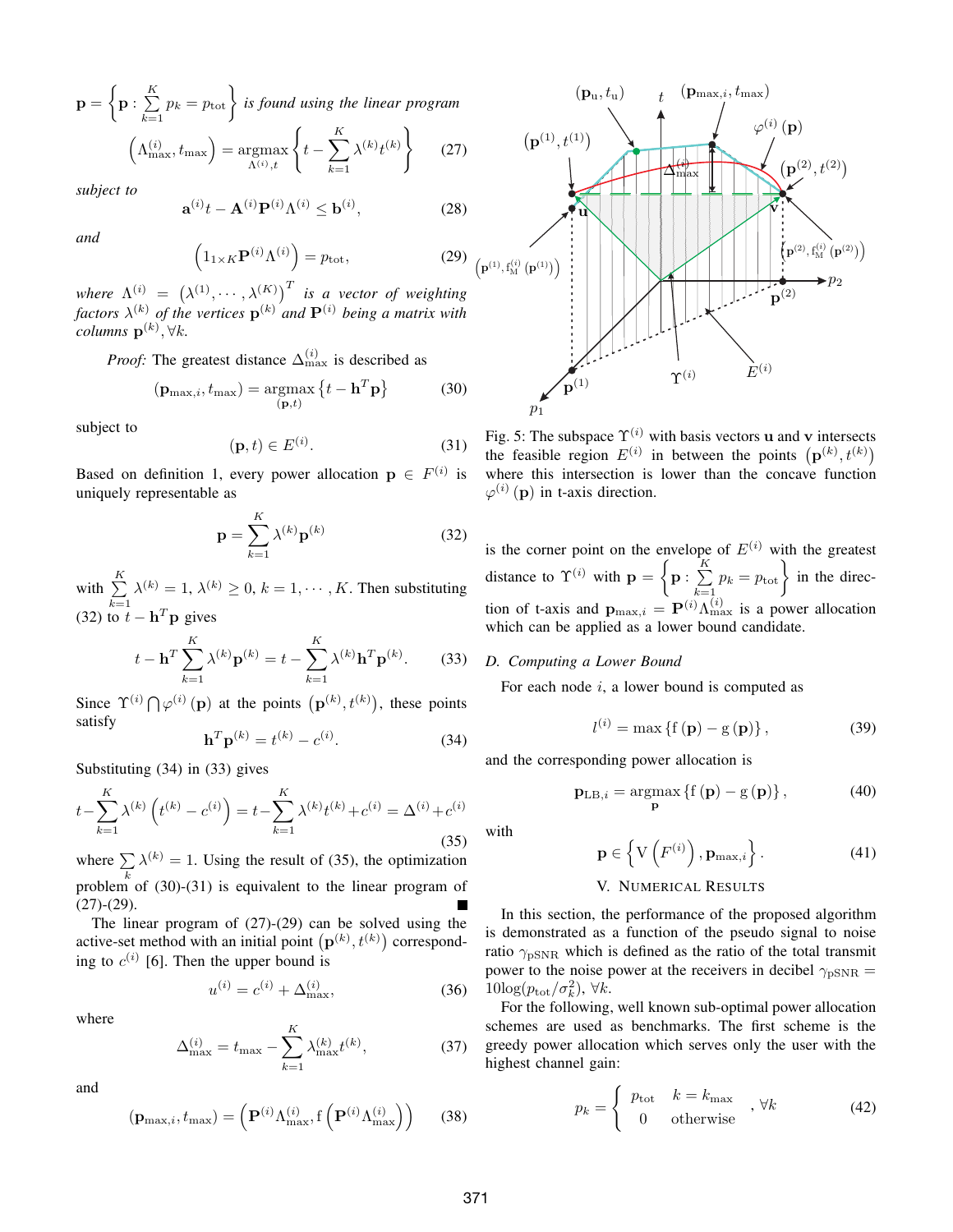$\mathbf{p} = \left\{ \mathbf{p} : \sum_{k=1}^{K} p_k = p_{\text{tot}} \right\}$ *is found using the linear program*

$$\left(\Lambda_{\max}^{(i)}, t_{\max}\right) = \underset{\Lambda^{(i)}, t}{\operatorname{argmax}} \left\{ t - \sum_{k=1}^{K} \lambda^{(k)} t^{(k)} \right\} \tag{27}$$

*subject to*

$$\mathbf{a}^{(i)} t - \mathbf{A}^{(i)} \mathbf{P}^{(i)} \Lambda^{(i)} \leq \mathbf{b}^{(i)}, \tag{28}$$

*and*

$$\left(1_{1\times K} \mathbf{P}^{(i)} \Lambda^{(i)}\right) = p_{\text{tot}}, \tag{29}$$

*where* $\Lambda^{(i)} = \left(\lambda^{(1)}, \cdots, \lambda^{(K)}\right)^T$ *is a vector of weighting factors* $\lambda^{(k)}$ *of the vertices* $\mathbf{p}^{(k)}$ *and* $\mathbf{P}^{(i)}$ *being a matrix with columns* $\mathbf{p}^{(k)}, \forall k$.

*Proof:* The greatest distance $\Delta_{\max}^{(i)}$ is described as

$$(\mathbf{p}_{\max,i}, t_{\max}) = \underset{(\mathbf{p},t)}{\operatorname{argmax}} \left\{ t - \mathbf{h}^T \mathbf{p} \right\} \tag{30}$$

subject to

$$(\mathbf{p}, t) \in E^{(i)}. \tag{31}$$

Based on definition 1, every power allocation $\mathbf{p} \in F^{(i)}$ is uniquely representable as

$$\mathbf{p} = \sum_{k=1}^{K} \lambda^{(k)} \mathbf{p}^{(k)} \tag{32}$$

with $\sum_{k=1}^{K} \lambda^{(k)} = 1$, $\lambda^{(k)} \geq 0$, $k = 1, \cdots, K$. Then substituting (32) to $t - \mathbf{h}^T \mathbf{p}$ gives

$$t - \mathbf{h}^T \sum_{k=1}^{K} \lambda^{(k)} \mathbf{p}^{(k)} = t - \sum_{k=1}^{K} \lambda^{(k)} \mathbf{h}^T \mathbf{p}^{(k)}. \tag{33}$$

Since $\Upsilon^{(i)} \bigcap \varphi^{(i)}(\mathbf{p})$ at the points $\left(\mathbf{p}^{(k)}, t^{(k)}\right)$, these points satisfy

$$\mathbf{h}^T \mathbf{p}^{(k)} = t^{(k)} - c^{(i)}. \tag{34}$$

Substituting (34) in (33) gives

$$t - \sum_{k=1}^{K} \lambda^{(k)} \left(t^{(k)} - c^{(i)}\right) = t - \sum_{k=1}^{K} \lambda^{(k)} t^{(k)} + c^{(i)} = \Delta^{(i)} + c^{(i)} \tag{35}$$

where $\sum_k \lambda^{(k)} = 1$. Using the result of (35), the optimization problem of (30)-(31) is equivalent to the linear program of (27)-(29). ∎

The linear program of (27)-(29) can be solved using the active-set method with an initial point $\left(\mathbf{p}^{(k)}, t^{(k)}\right)$ corresponding to $c^{(i)}$ [6]. Then the upper bound is

$$u^{(i)} = c^{(i)} + \Delta_{\max}^{(i)}, \tag{36}$$

where

$$\Delta_{\max}^{(i)} = t_{\max} - \sum_{k=1}^{K} \lambda_{\max}^{(k)} t^{(k)}, \tag{37}$$

and

$$(\mathbf{p}_{\max,i}, t_{\max}) = \left(\mathbf{P}^{(i)} \Lambda_{\max}^{(i)}, \mathrm{f}\left(\mathbf{P}^{(i)} \Lambda_{\max}^{(i)}\right)\right) \tag{38}$$

Fig. 5: The subspace $\Upsilon^{(i)}$ with basis vectors $\mathbf{u}$ and $\mathbf{v}$ intersects the feasible region $E^{(i)}$ in between the points $\left(\mathbf{p}^{(k)}, t^{(k)}\right)$ where this intersection is lower than the concave function $\varphi^{(i)}(\mathbf{p})$ in t-axis direction.

is the corner point on the envelope of $E^{(i)}$ with the greatest distance to $\Upsilon^{(i)}$ with $\mathbf{p} = \left\{ \mathbf{p} : \sum_{k=1}^{K} p_k = p_{\text{tot}} \right\}$ in the direction of t-axis and $\mathbf{p}_{\max,i} = \mathbf{P}^{(i)} \Lambda_{\max}^{(i)}$ is a power allocation which can be applied as a lower bound candidate.

### D. Computing a Lower Bound

For each node $i$, a lower bound is computed as

$$l^{(i)} = \max \left\{ \mathrm{f}(\mathbf{p}) - \mathrm{g}(\mathbf{p}) \right\}, \tag{39}$$

and the corresponding power allocation is

$$\mathbf{p}_{\text{LB},i} = \underset{\mathbf{p}}{\operatorname{argmax}} \left\{ \mathrm{f}(\mathbf{p}) - \mathrm{g}(\mathbf{p}) \right\}, \tag{40}$$

with

$$\mathbf{p} \in \left\{ \mathrm{V}\left(F^{(i)}\right), \mathbf{p}_{\max,i} \right\}. \tag{41}$$

## V. Numerical Results

In this section, the performance of the proposed algorithm is demonstrated as a function of the pseudo signal to noise ratio $\gamma_{\text{pSNR}}$ which is defined as the ratio of the total transmit power to the noise power at the receivers in decibel $\gamma_{\text{pSNR}} = 10\log(p_{\text{tot}}/\sigma_k^2)$, $\forall k$.

For the following, well known sub-optimal power allocation schemes are used as benchmarks. The first scheme is the greedy power allocation which serves only the user with the highest channel gain:

$$p_k = \begin{cases} p_{\text{tot}} & k = k_{\max} \\ 0 & \text{otherwise} \end{cases}, \forall k \tag{42}$$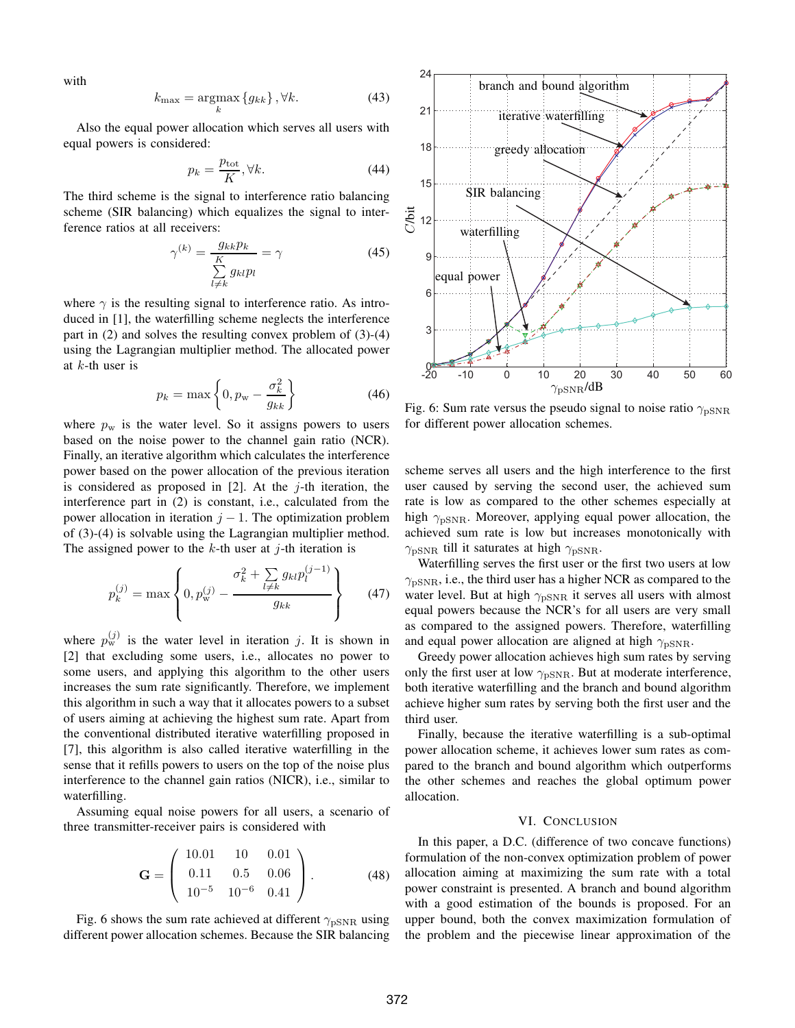with

$$k_{\max} = \underset{k}{\operatorname{argmax}} \{g_{kk}\}, \forall k. \tag{43}$$

Also the equal power allocation which serves all users with equal powers is considered:

$$p_k = \frac{p_{\text{tot}}}{K}, \forall k. \tag{44}$$

The third scheme is the signal to interference ratio balancing scheme (SIR balancing) which equalizes the signal to interference ratios at all receivers:

$$\gamma^{(k)} = \frac{g_{kk} p_k}{\sum\limits_{l \neq k}^{K} g_{kl} p_l} = \gamma \tag{45}$$

where $\gamma$ is the resulting signal to interference ratio. As introduced in [1], the waterfilling scheme neglects the interference part in (2) and solves the resulting convex problem of (3)-(4) using the Lagrangian multiplier method. The allocated power at $k$-th user is

$$p_k = \max\left\{0, p_{\text{w}} - \frac{\sigma_k^2}{g_{kk}}\right\} \tag{46}$$

where $p_{\text{w}}$ is the water level. So it assigns powers to users based on the noise power to the channel gain ratio (NCR). Finally, an iterative algorithm which calculates the interference power based on the power allocation of the previous iteration is considered as proposed in [2]. At the $j$-th iteration, the interference part in (2) is constant, i.e., calculated from the power allocation in iteration $j-1$. The optimization problem of (3)-(4) is solvable using the Lagrangian multiplier method. The assigned power to the $k$-th user at $j$-th iteration is

$$p_k^{(j)} = \max\left\{0, p_{\text{w}}^{(j)} - \frac{\sigma_k^2 + \sum\limits_{l \neq k} g_{kl} p_l^{(j-1)}}{g_{kk}}\right\} \tag{47}$$

where $p_{\text{w}}^{(j)}$ is the water level in iteration $j$. It is shown in [2] that excluding some users, i.e., allocates no power to some users, and applying this algorithm to the other users increases the sum rate significantly. Therefore, we implement this algorithm in such a way that it allocates powers to a subset of users aiming at achieving the highest sum rate. Apart from the conventional distributed iterative waterfilling proposed in [7], this algorithm is also called iterative waterfilling in the sense that it refills powers to users on the top of the noise plus interference to the channel gain ratios (NICR), i.e., similar to waterfilling.

Assuming equal noise powers for all users, a scenario of three transmitter-receiver pairs is considered with

$$\mathbf{G} = \begin{pmatrix} 10.01 & 10 & 0.01 \\ 0.11 & 0.5 & 0.06 \\ 10^{-5} & 10^{-6} & 0.41 \end{pmatrix}. \tag{48}$$

Fig. 6 shows the sum rate achieved at different $\gamma_{\text{pSNR}}$ using different power allocation schemes. Because the SIR balancing scheme serves all users and the high interference to the first user caused by serving the second user, the achieved sum rate is low as compared to the other schemes especially at high $\gamma_{\text{pSNR}}$. Moreover, applying equal power allocation, the achieved sum rate is low but increases monotonically with $\gamma_{\text{pSNR}}$ till it saturates at high $\gamma_{\text{pSNR}}$.

Fig. 6: Sum rate versus the pseudo signal to noise ratio $\gamma_{\text{pSNR}}$ for different power allocation schemes.

Waterfilling serves the first user or the first two users at low $\gamma_{\text{pSNR}}$, i.e., the third user has a higher NCR as compared to the water level. But at high $\gamma_{\text{pSNR}}$ it serves all users with almost equal powers because the NCR's for all users are very small as compared to the assigned powers. Therefore, waterfilling and equal power allocation are aligned at high $\gamma_{\text{pSNR}}$.

Greedy power allocation achieves high sum rates by serving only the first user at low $\gamma_{\text{pSNR}}$. But at moderate interference, both iterative waterfilling and the branch and bound algorithm achieve higher sum rates by serving both the first user and the third user.

Finally, because the iterative waterfilling is a sub-optimal power allocation scheme, it achieves lower sum rates as compared to the branch and bound algorithm which outperforms the other schemes and reaches the global optimum power allocation.

## VI. Conclusion

In this paper, a D.C. (difference of two concave functions) formulation of the non-convex optimization problem of power allocation aiming at maximizing the sum rate with a total power constraint is presented. A branch and bound algorithm with a good estimation of the bounds is proposed. For an upper bound, both the convex maximization formulation of the problem and the piecewise linear approximation of the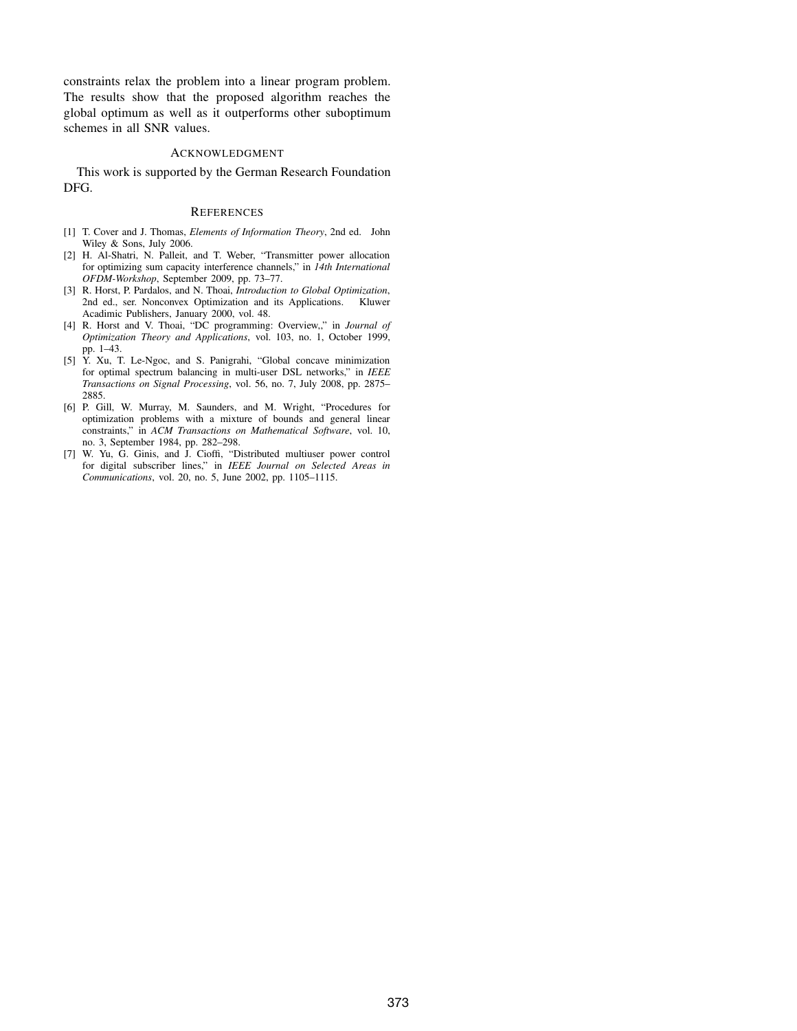constraints relax the problem into a linear program problem. The results show that the proposed algorithm reaches the global optimum as well as it outperforms other suboptimum schemes in all SNR values.

## Acknowledgment

This work is supported by the German Research Foundation DFG.

## References

[1] T. Cover and J. Thomas, *Elements of Information Theory*, 2nd ed. John Wiley & Sons, July 2006.

[2] H. Al-Shatri, N. Palleit, and T. Weber, "Transmitter power allocation for optimizing sum capacity interference channels," in *14th International OFDM-Workshop*, September 2009, pp. 73–77.

[3] R. Horst, P. Pardalos, and N. Thoai, *Introduction to Global Optimization*, 2nd ed., ser. Nonconvex Optimization and its Applications. Kluwer Acadimic Publishers, January 2000, vol. 48.

[4] R. Horst and V. Thoai, "DC programming: Overview,," in *Journal of Optimization Theory and Applications*, vol. 103, no. 1, October 1999, pp. 1–43.

[5] Y. Xu, T. Le-Ngoc, and S. Panigrahi, "Global concave minimization for optimal spectrum balancing in multi-user DSL networks," in *IEEE Transactions on Signal Processing*, vol. 56, no. 7, July 2008, pp. 2875–2885.

[6] P. Gill, W. Murray, M. Saunders, and M. Wright, "Procedures for optimization problems with a mixture of bounds and general linear constraints," in *ACM Transactions on Mathematical Software*, vol. 10, no. 3, September 1984, pp. 282–298.

[7] W. Yu, G. Ginis, and J. Cioffi, "Distributed multiuser power control for digital subscriber lines," in *IEEE Journal on Selected Areas in Communications*, vol. 20, no. 5, June 2002, pp. 1105–1115.